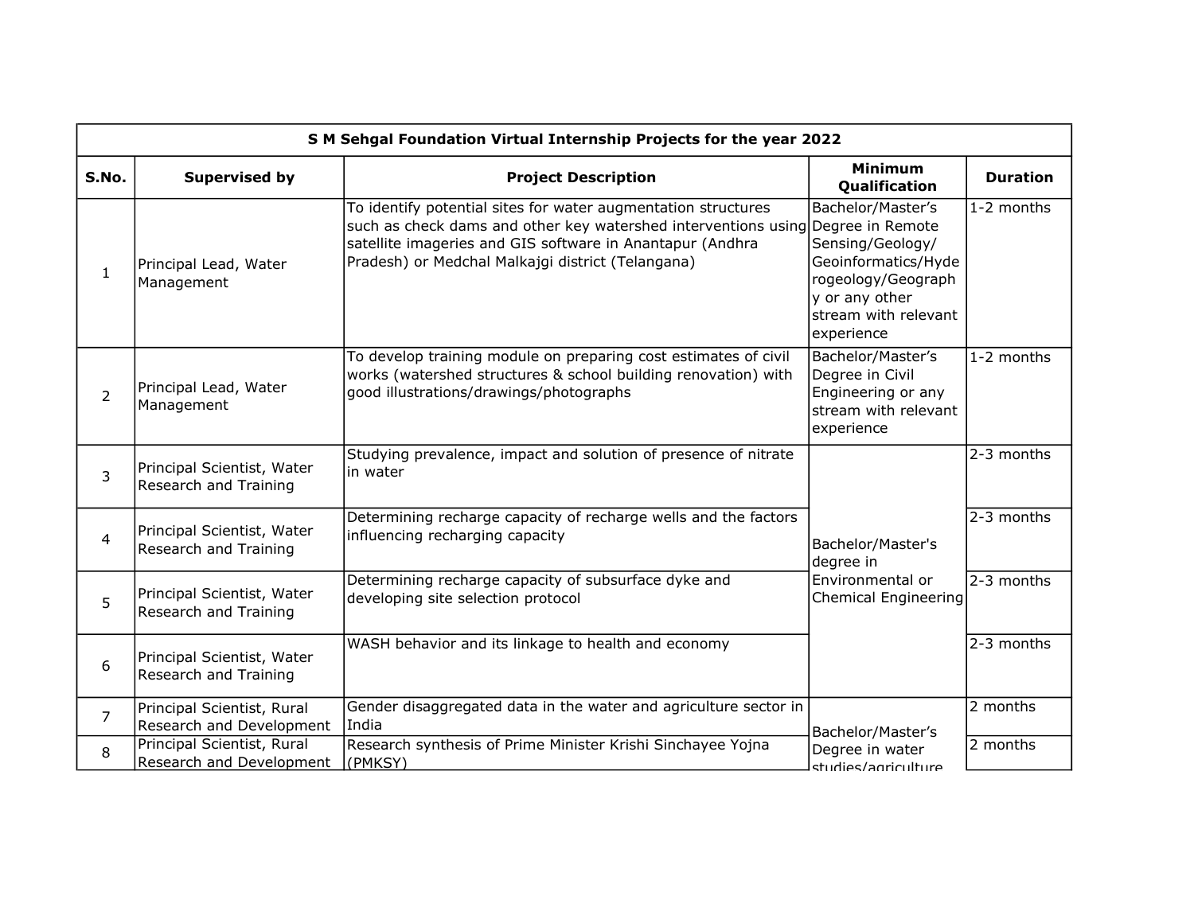| S M Sehgal Foundation Virtual Internship Projects for the year 2022 | | | | |
|---|---|---|---|---|
| **S.No.** | **Supervised by** | **Project Description** | **Minimum Qualification** | **Duration** |
| 1 | Principal Lead, Water Management | To identify potential sites for water augmentation structures such as check dams and other key watershed interventions using satellite imageries and GIS software in Anantapur (Andhra Pradesh) or Medchal Malkajgi district (Telangana) | Bachelor/Master's Degree in Remote Sensing/Geology/ Geoinformatics/Hyderogeology/Geography or any other stream with relevant experience | 1-2 months |
| 2 | Principal Lead, Water Management | To develop training module on preparing cost estimates of civil works (watershed structures & school building renovation) with good illustrations/drawings/photographs | Bachelor/Master's Degree in Civil Engineering or any stream with relevant experience | 1-2 months |
| 3 | Principal Scientist, Water Research and Training | Studying prevalence, impact and solution of presence of nitrate in water | Bachelor/Master's degree in Environmental or Chemical Engineering | 2-3 months |
| 4 | Principal Scientist, Water Research and Training | Determining recharge capacity of recharge wells and the factors influencing recharging capacity | | 2-3 months |
| 5 | Principal Scientist, Water Research and Training | Determining recharge capacity of subsurface dyke and developing site selection protocol | | 2-3 months |
| 6 | Principal Scientist, Water Research and Training | WASH behavior and its linkage to health and economy | | 2-3 months |
| 7 | Principal Scientist, Rural Research and Development | Gender disaggregated data in the water and agriculture sector in India | Bachelor/Master's Degree in water studies/agriculture | 2 months |
| 8 | Principal Scientist, Rural Research and Development | Research synthesis of Prime Minister Krishi Sinchayee Yojna (PMKSY) | | 2 months |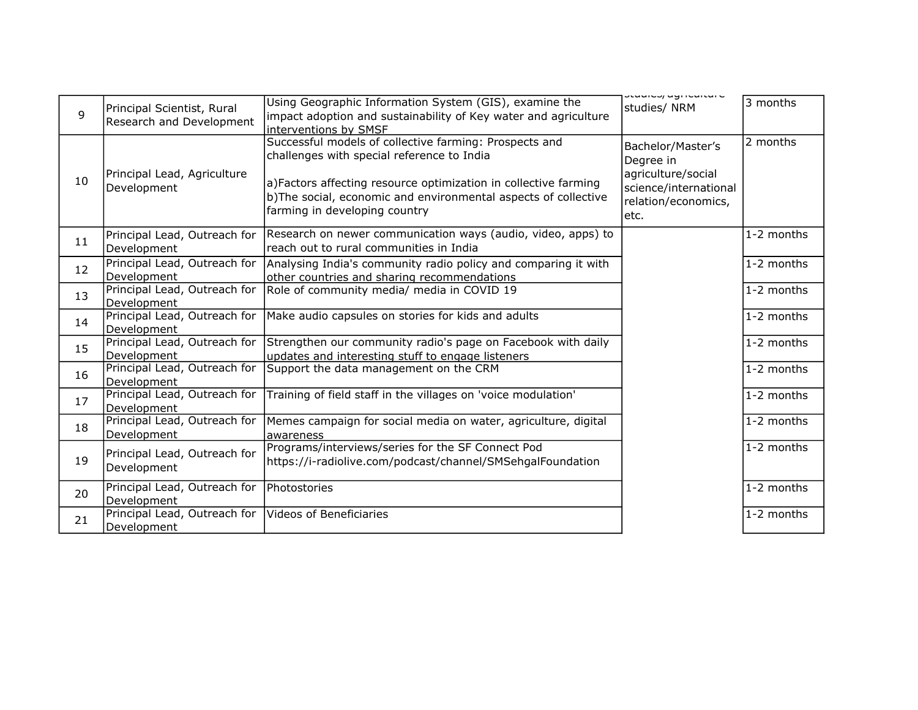| 9 | Principal Scientist, Rural Research and Development | Using Geographic Information System (GIS), examine the impact adoption and sustainability of Key water and agriculture interventions by SMSF | studies/agriculture studies/ NRM | 3 months |
|---|---|---|---|---|
| 10 | Principal Lead, Agriculture Development | Successful models of collective farming: Prospects and challenges with special reference to India<br><br>a)Factors affecting resource optimization in collective farming<br>b)The social, economic and environmental aspects of collective farming in developing country | Bachelor/Master's Degree in agriculture/social science/international relation/economics, etc. | 2 months |
| 11 | Principal Lead, Outreach for Development | Research on newer communication ways (audio, video, apps) to reach out to rural communities in India | | 1-2 months |
| 12 | Principal Lead, Outreach for Development | Analysing India's community radio policy and comparing it with other countries and sharing recommendations | | 1-2 months |
| 13 | Principal Lead, Outreach for Development | Role of community media/ media in COVID 19 | | 1-2 months |
| 14 | Principal Lead, Outreach for Development | Make audio capsules on stories for kids and adults | | 1-2 months |
| 15 | Principal Lead, Outreach for Development | Strengthen our community radio's page on Facebook with daily updates and interesting stuff to engage listeners | | 1-2 months |
| 16 | Principal Lead, Outreach for Development | Support the data management on the CRM | | 1-2 months |
| 17 | Principal Lead, Outreach for Development | Training of field staff in the villages on 'voice modulation' | | 1-2 months |
| 18 | Principal Lead, Outreach for Development | Memes campaign for social media on water, agriculture, digital awareness | | 1-2 months |
| 19 | Principal Lead, Outreach for Development | Programs/interviews/series for the SF Connect Pod https://i-radiolive.com/podcast/channel/SMSehgalFoundation | | 1-2 months |
| 20 | Principal Lead, Outreach for Development | Photostories | | 1-2 months |
| 21 | Principal Lead, Outreach for Development | Videos of Beneficiaries | | 1-2 months |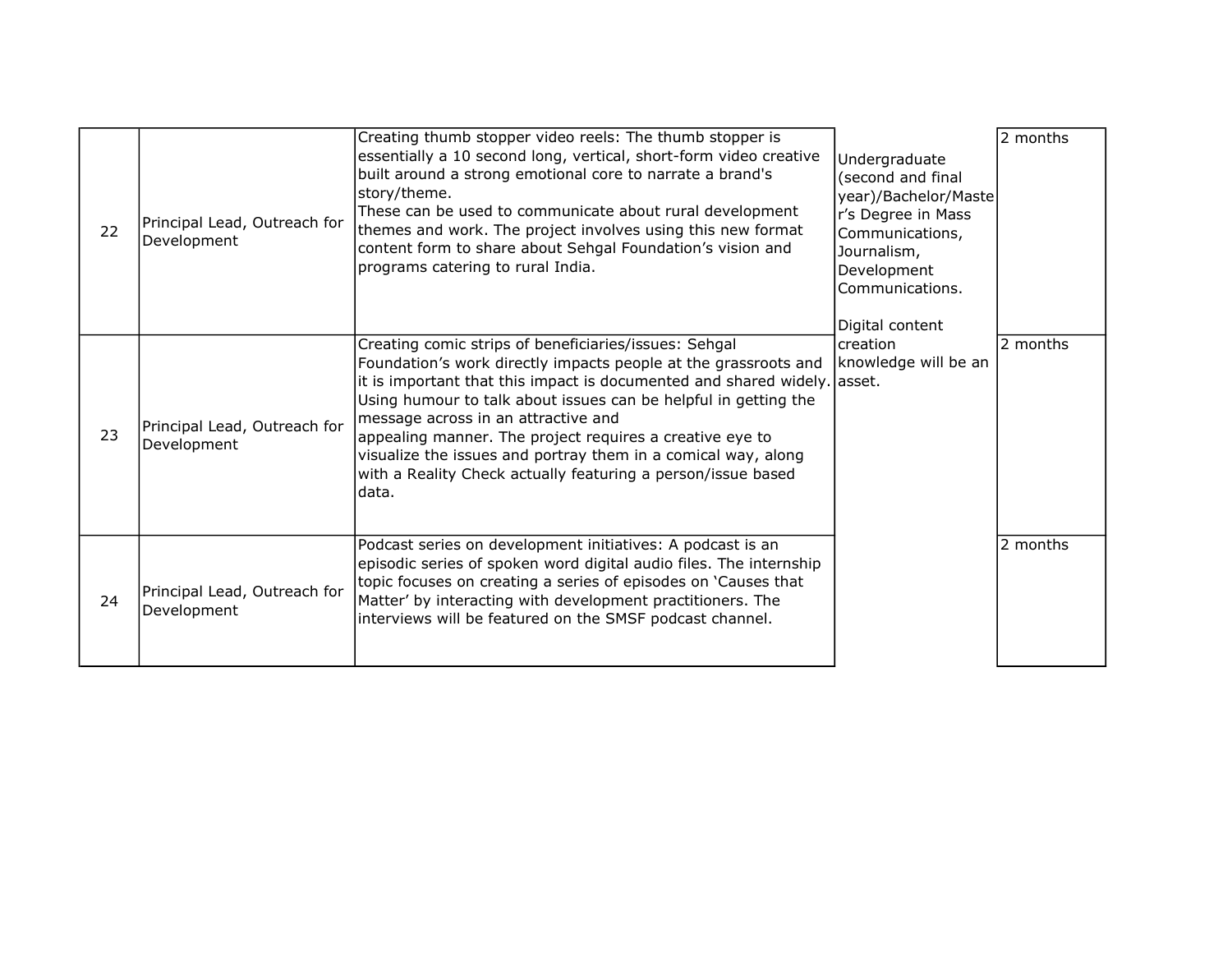| 22 | Principal Lead, Outreach for Development | Creating thumb stopper video reels: The thumb stopper is essentially a 10 second long, vertical, short-form video creative built around a strong emotional core to narrate a brand's story/theme.<br>These can be used to communicate about rural development themes and work. The project involves using this new format content form to share about Sehgal Foundation's vision and programs catering to rural India. | Undergraduate (second and final year)/Bachelor/Master's Degree in Mass Communications, Journalism, Development Communications.<br><br>Digital content creation knowledge will be an asset. | 2 months |
|---|---|---|---|---|
| 23 | Principal Lead, Outreach for Development | Creating comic strips of beneficiaries/issues: Sehgal Foundation's work directly impacts people at the grassroots and it is important that this impact is documented and shared widely. Using humour to talk about issues can be helpful in getting the message across in an attractive and appealing manner. The project requires a creative eye to visualize the issues and portray them in a comical way, along with a Reality Check actually featuring a person/issue based data. | | 2 months |
| 24 | Principal Lead, Outreach for Development | Podcast series on development initiatives: A podcast is an episodic series of spoken word digital audio files. The internship topic focuses on creating a series of episodes on 'Causes that Matter' by interacting with development practitioners. The interviews will be featured on the SMSF podcast channel. | | 2 months |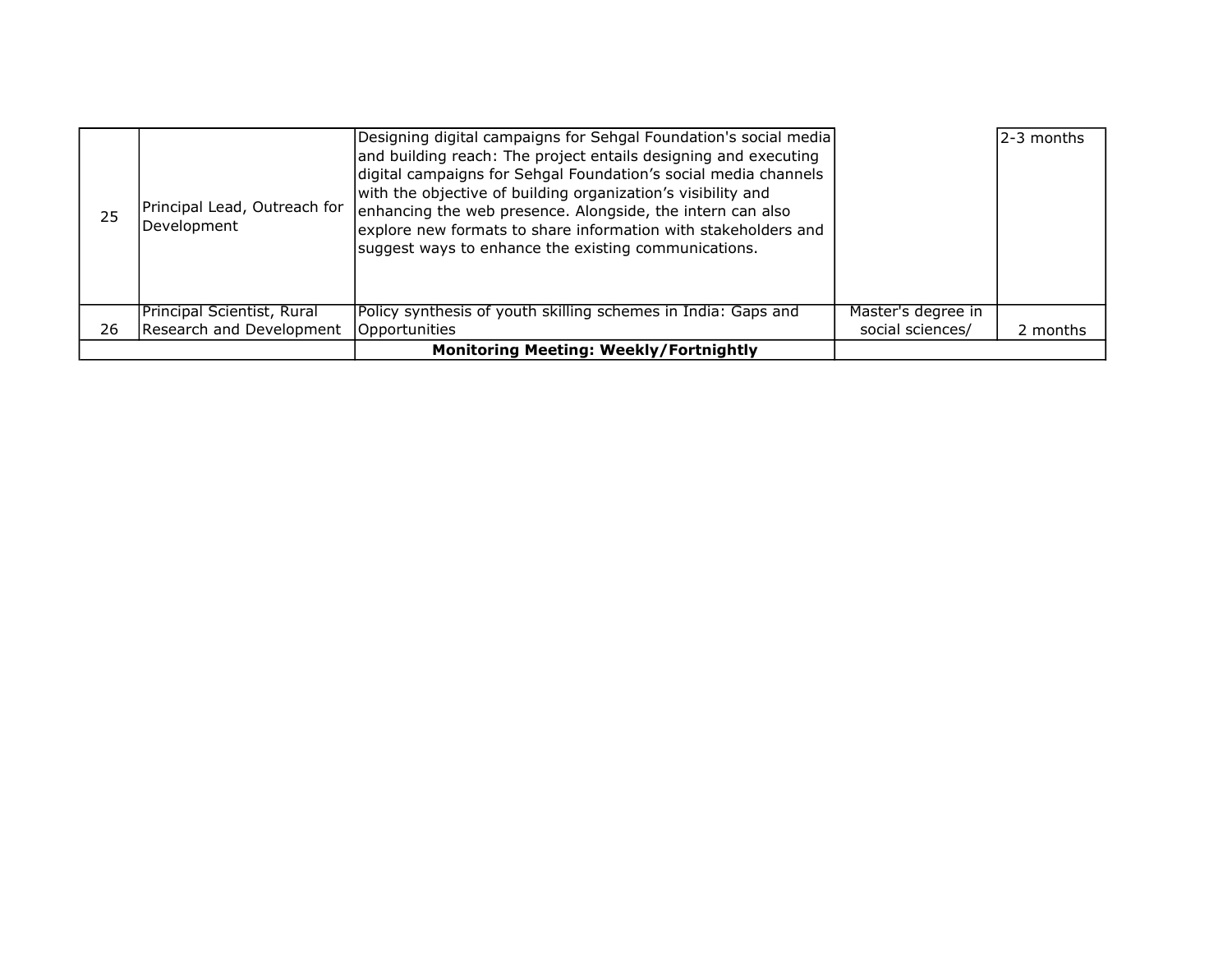| | | | | |
|---|---|---|---|---|
| 25 | Principal Lead, Outreach for Development | Designing digital campaigns for Sehgal Foundation's social media and building reach: The project entails designing and executing digital campaigns for Sehgal Foundation's social media channels with the objective of building organization's visibility and enhancing the web presence. Alongside, the intern can also explore new formats to share information with stakeholders and suggest ways to enhance the existing communications. | | 2-3 months |
| 26 | Principal Scientist, Rural Research and Development | Policy synthesis of youth skilling schemes in India: Gaps and Opportunities | Master's degree in social sciences/ | 2 months |
| | | **Monitoring Meeting: Weekly/Fortnightly** | | |